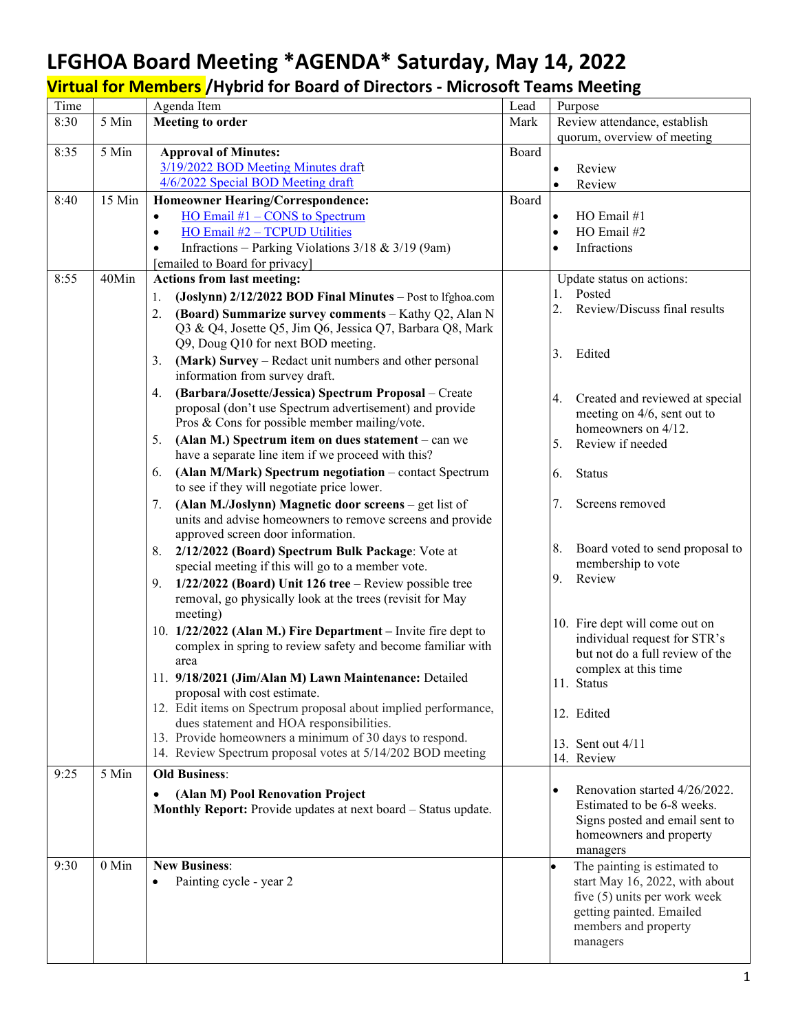# LFGHOA Board Meeting *AGENDA* Saturday, May 14, 2022

## Virtual for Members /Hybrid for Board of Directors - Microsoft Teams Meeting

| Time | | Agenda Item | Lead | Purpose |
|---|---|---|---|---|
| 8:30 | 5 Min | **Meeting to order** | Mark | Review attendance, establish quorum, overview of meeting |
| 8:35 | 5 Min | **Approval of Minutes:**<br>3/19/2022 BOD Meeting Minutes draft<br>4/6/2022 Special BOD Meeting draft | Board | • Review<br>• Review |
| 8:40 | 15 Min | **Homeowner Hearing/Correspondence:**<br>• HO Email #1 – CONS to Spectrum<br>• HO Email #2 – TCPUD Utilities<br>• Infractions – Parking Violations 3/18 & 3/19 (9am)<br>[emailed to Board for privacy] | Board | • HO Email #1<br>• HO Email #2<br>• Infractions |
| 8:55 | 40Min | **Actions from last meeting:**<br>1. **(Joslynn) 2/12/2022 BOD Final Minutes** – Post to lfghoa.com<br>2. **(Board) Summarize survey comments** – Kathy Q2, Alan N Q3 & Q4, Josette Q5, Jim Q6, Jessica Q7, Barbara Q8, Mark Q9, Doug Q10 for next BOD meeting.<br>3. **(Mark) Survey** – Redact unit numbers and other personal information from survey draft.<br>4. **(Barbara/Josette/Jessica) Spectrum Proposal** – Create proposal (don't use Spectrum advertisement) and provide Pros & Cons for possible member mailing/vote.<br>5. **(Alan M.) Spectrum item on dues statement** – can we have a separate line item if we proceed with this?<br>6. **(Alan M/Mark) Spectrum negotiation** – contact Spectrum to see if they will negotiate price lower.<br>7. **(Alan M./Joslynn) Magnetic door screens** – get list of units and advise homeowners to remove screens and provide approved screen door information.<br>8. **2/12/2022 (Board) Spectrum Bulk Package**: Vote at special meeting if this will go to a member vote.<br>9. **1/22/2022 (Board) Unit 126 tree** – Review possible tree removal, go physically look at the trees (revisit for May meeting)<br>10. **1/22/2022 (Alan M.) Fire Department –** Invite fire dept to complex in spring to review safety and become familiar with area<br>11. **9/18/2021 (Jim/Alan M) Lawn Maintenance:** Detailed proposal with cost estimate.<br>12. Edit items on Spectrum proposal about implied performance, dues statement and HOA responsibilities.<br>13. Provide homeowners a minimum of 30 days to respond.<br>14. Review Spectrum proposal votes at 5/14/202 BOD meeting | | Update status on actions:<br>1. Posted<br>2. Review/Discuss final results<br>3. Edited<br>4. Created and reviewed at special meeting on 4/6, sent out to homeowners on 4/12.<br>5. Review if needed<br>6. Status<br>7. Screens removed<br>8. Board voted to send proposal to membership to vote<br>9. Review<br>10. Fire dept will come out on individual request for STR's but not do a full review of the complex at this time<br>11. Status<br>12. Edited<br>13. Sent out 4/11<br>14. Review |
| 9:25 | 5 Min | **Old Business**:<br>• **(Alan M) Pool Renovation Project**<br>**Monthly Report:** Provide updates at next board – Status update. | | • Renovation started 4/26/2022. Estimated to be 6-8 weeks. Signs posted and email sent to homeowners and property managers |
| 9:30 | 0 Min | **New Business**:<br>• Painting cycle - year 2 | | • The painting is estimated to start May 16, 2022, with about five (5) units per work week getting painted. Emailed members and property managers |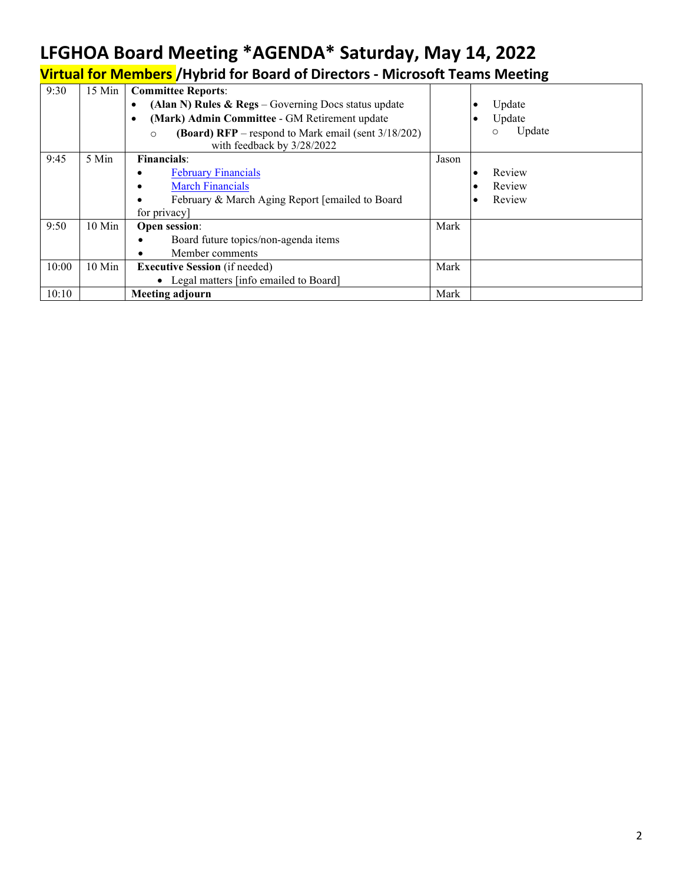# LFGHOA Board Meeting *AGENDA* Saturday, May 14, 2022

## Virtual for Members /Hybrid for Board of Directors - Microsoft Teams Meeting

| | | | | |
|---|---|---|---|---|
| 9:30 | 15 Min | **Committee Reports**:<br>• **(Alan N) Rules & Regs** – Governing Docs status update<br>• **(Mark) Admin Committee** - GM Retirement update<br>  ○ **(Board) RFP** – respond to Mark email (sent 3/18/202) with feedback by 3/28/2022 | | • Update<br>• Update<br>  ○ Update |
| 9:45 | 5 Min | **Financials**:<br>• February Financials<br>• March Financials<br>• February & March Aging Report [emailed to Board for privacy] | Jason | • Review<br>• Review<br>• Review |
| 9:50 | 10 Min | **Open session**:<br>• Board future topics/non-agenda items<br>• Member comments | Mark | |
| 10:00 | 10 Min | **Executive Session** (if needed)<br>• Legal matters [info emailed to Board] | Mark | |
| 10:10 | | **Meeting adjourn** | Mark | |